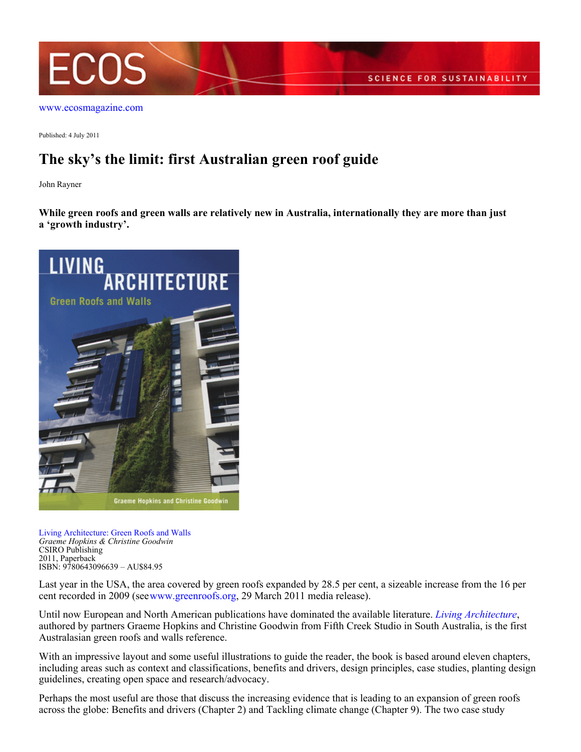www.ecosmagazine.com

Published: 4 July 2011

# The sky's the limit: first Australian green roof guide

John Rayner

**While green roofs and green walls are relatively new in Australia, internationally they are more than just a 'growth industry'.**

Living Architecture: Green Roofs and Walls
*Graeme Hopkins & Christine Goodwin*
CSIRO Publishing
2011, Paperback
ISBN: 9780643096639 – AU$84.95

Last year in the USA, the area covered by green roofs expanded by 28.5 per cent, a sizeable increase from the 16 per cent recorded in 2009 (see www.greenroofs.org, 29 March 2011 media release).

Until now European and North American publications have dominated the available literature. *Living Architecture*, authored by partners Graeme Hopkins and Christine Goodwin from Fifth Creek Studio in South Australia, is the first Australasian green roofs and walls reference.

With an impressive layout and some useful illustrations to guide the reader, the book is based around eleven chapters, including areas such as context and classifications, benefits and drivers, design principles, case studies, planting design guidelines, creating open space and research/advocacy.

Perhaps the most useful are those that discuss the increasing evidence that is leading to an expansion of green roofs across the globe: Benefits and drivers (Chapter 2) and Tackling climate change (Chapter 9). The two case study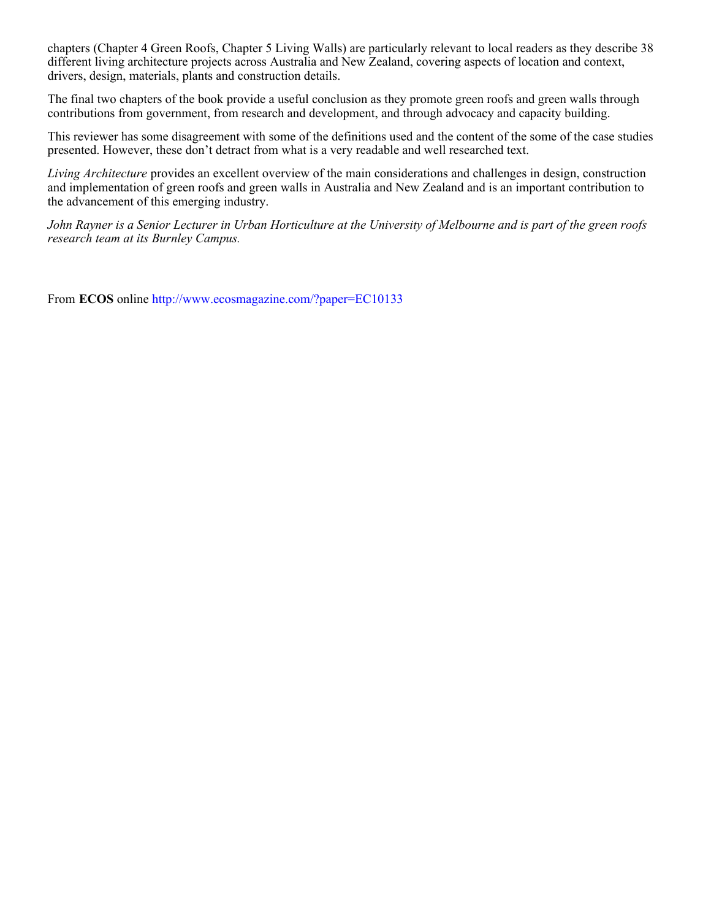chapters (Chapter 4 Green Roofs, Chapter 5 Living Walls) are particularly relevant to local readers as they describe 38 different living architecture projects across Australia and New Zealand, covering aspects of location and context, drivers, design, materials, plants and construction details.

The final two chapters of the book provide a useful conclusion as they promote green roofs and green walls through contributions from government, from research and development, and through advocacy and capacity building.

This reviewer has some disagreement with some of the definitions used and the content of the some of the case studies presented. However, these don't detract from what is a very readable and well researched text.

*Living Architecture* provides an excellent overview of the main considerations and challenges in design, construction and implementation of green roofs and green walls in Australia and New Zealand and is an important contribution to the advancement of this emerging industry.

*John Rayner is a Senior Lecturer in Urban Horticulture at the University of Melbourne and is part of the green roofs research team at its Burnley Campus.*

From **ECOS** online http://www.ecosmagazine.com/?paper=EC10133